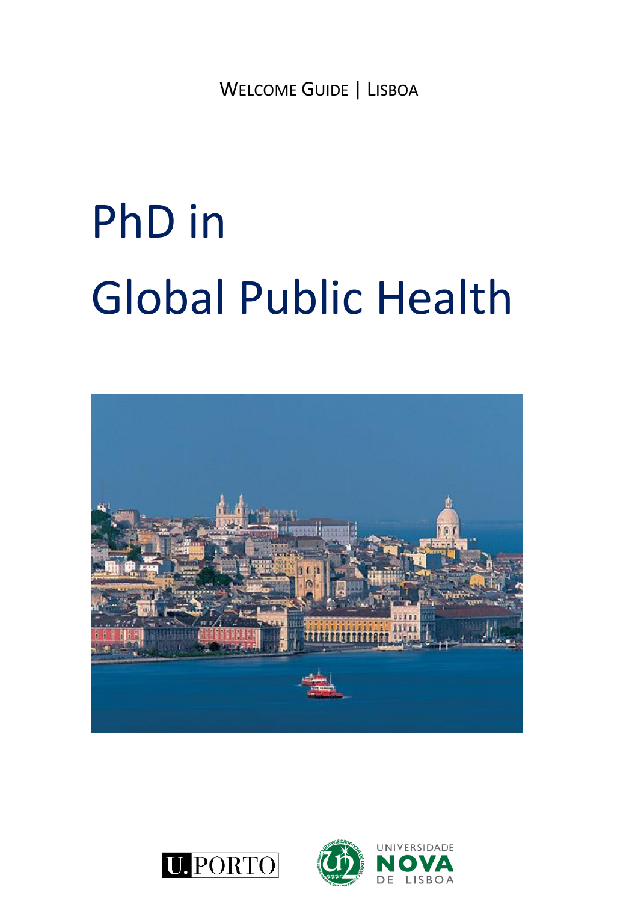WELCOME GUIDE | LISBOA

# PhD in Global Public Health

U.PORTO

UNIVERSIDADE NOVA DE LISBOA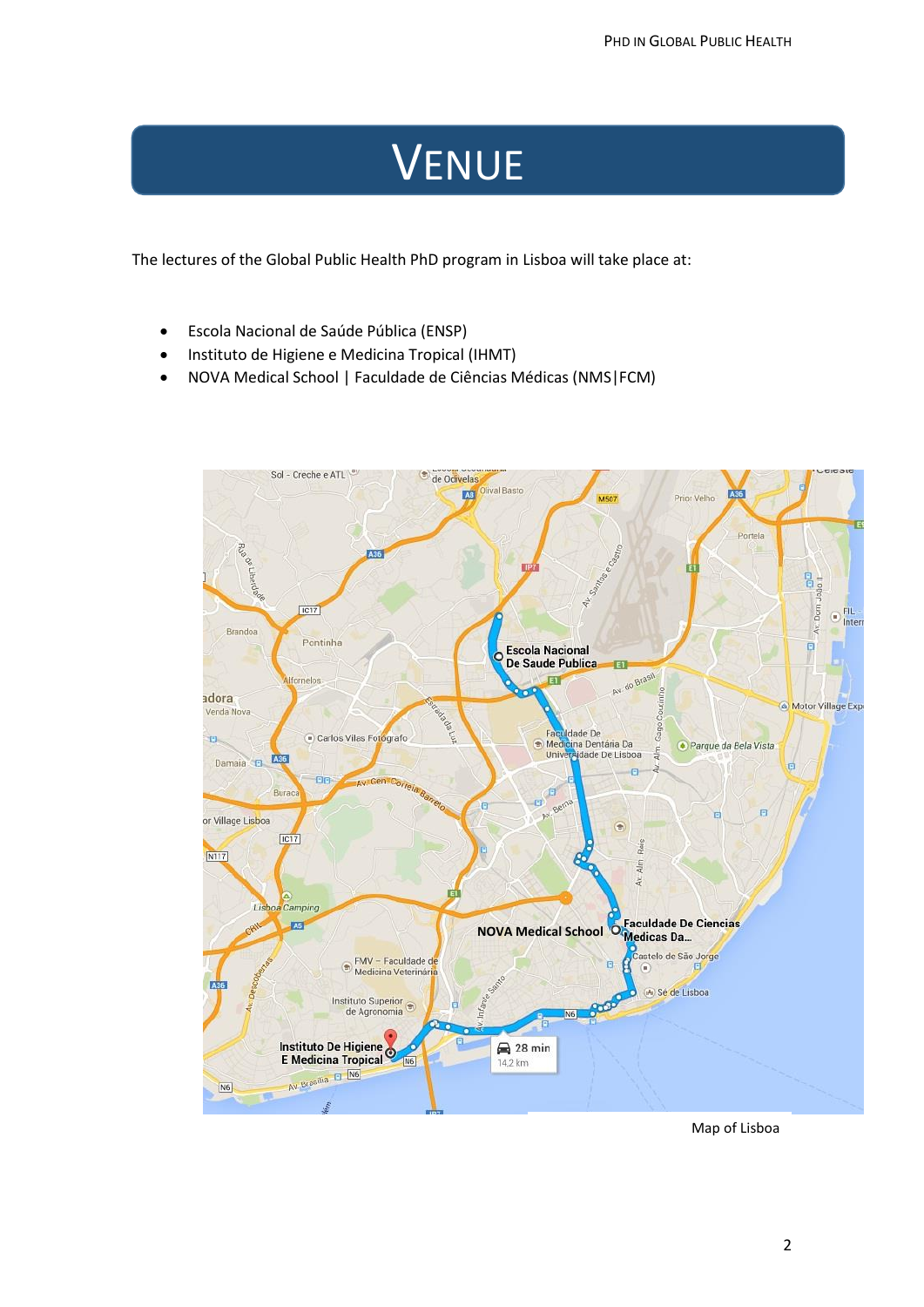# VENUE

The lectures of the Global Public Health PhD program in Lisboa will take place at:

- Escola Nacional de Saúde Pública (ENSP)
- Instituto de Higiene e Medicina Tropical (IHMT)
- NOVA Medical School | Faculdade de Ciências Médicas (NMS|FCM)

Map of Lisboa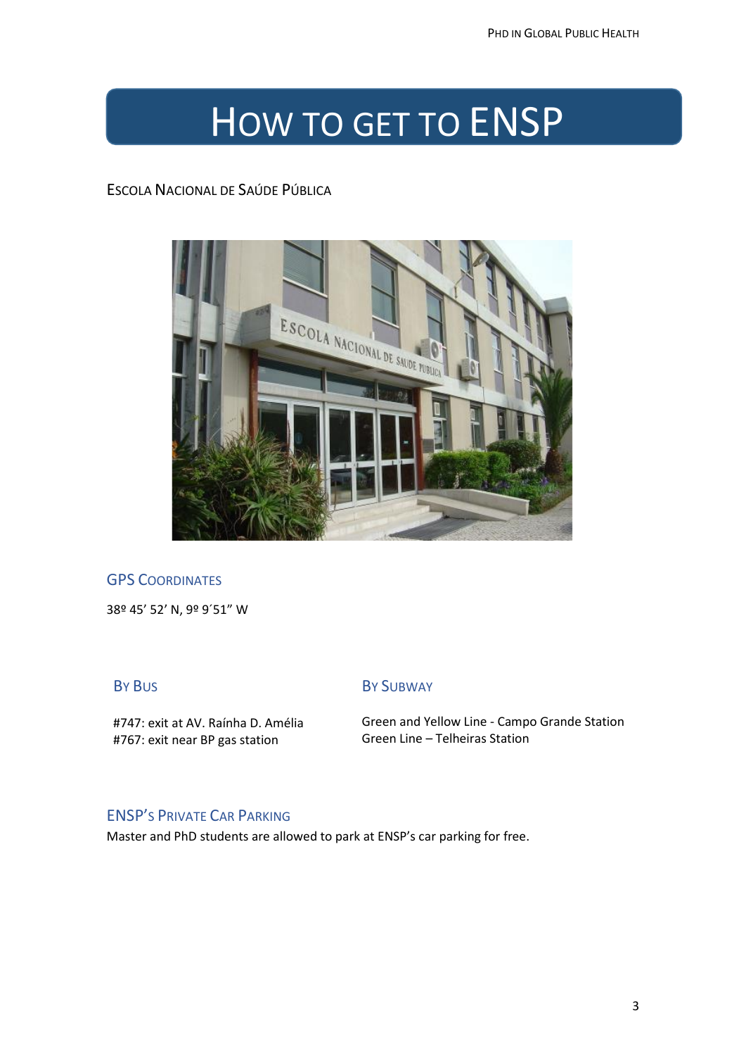# How to get to ENSP

Escola Nacional de Saúde Pública

## GPS Coordinates

38º 45’ 52’ N, 9º 9´51” W

## By Bus

#747: exit at AV. Raínha D. Amélia
#767: exit near BP gas station

## By Subway

Green and Yellow Line - Campo Grande Station
Green Line – Telheiras Station

## ENSP’s Private Car Parking

Master and PhD students are allowed to park at ENSP’s car parking for free.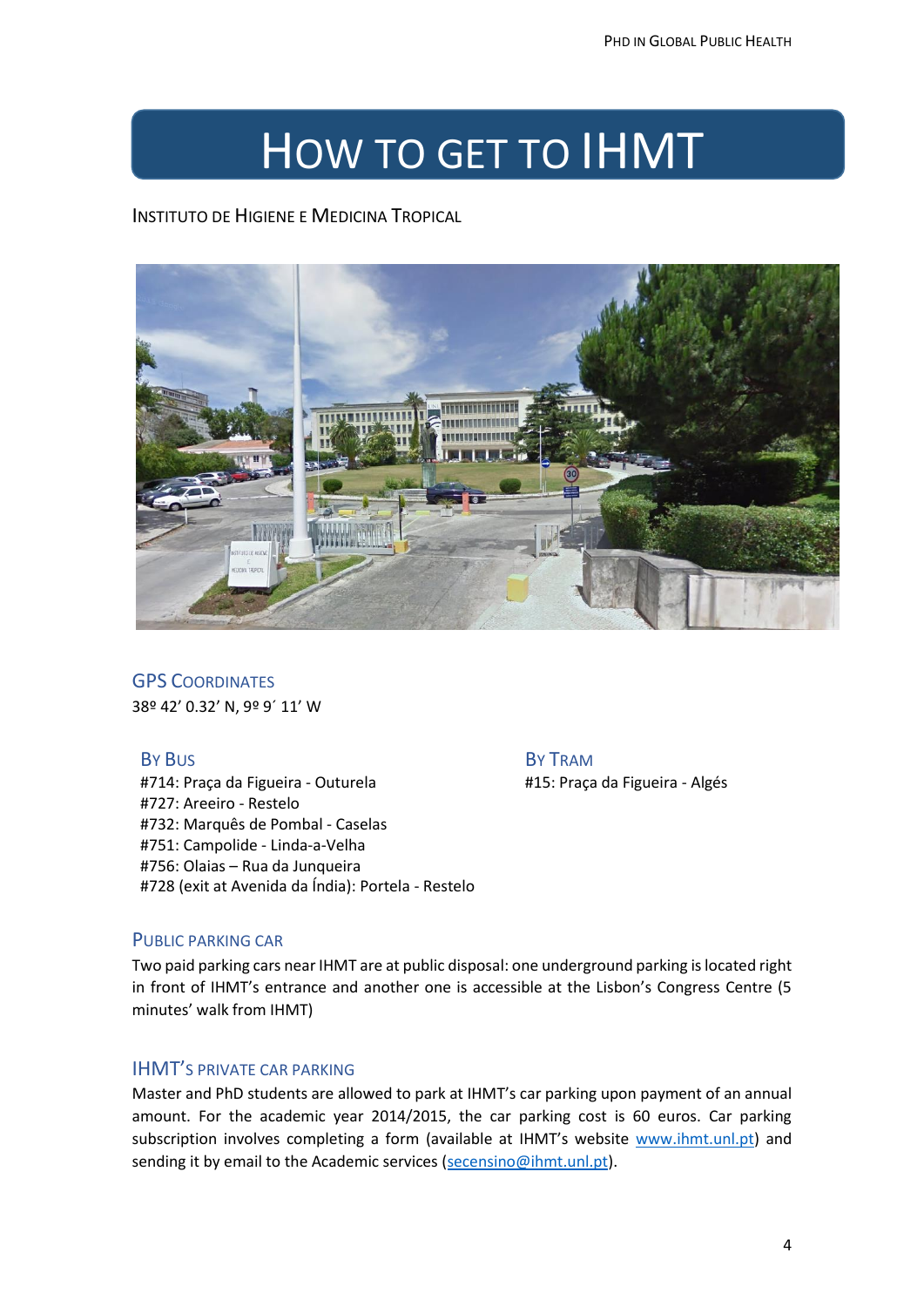# How to get to IHMT

Instituto de Higiene e Medicina Tropical

## GPS Coordinates

38º 42’ 0.32’ N, 9º 9´ 11’ W

### By Bus

#714: Praça da Figueira - Outurela
#727: Areeiro - Restelo
#732: Marquês de Pombal - Caselas
#751: Campolide - Linda-a-Velha
#756: Olaias – Rua da Junqueira
#728 (exit at Avenida da Índia): Portela - Restelo

### By Tram

#15: Praça da Figueira - Algés

## Public parking car

Two paid parking cars near IHMT are at public disposal: one underground parking is located right in front of IHMT’s entrance and another one is accessible at the Lisbon’s Congress Centre (5 minutes’ walk from IHMT)

## IHMT’s private car parking

Master and PhD students are allowed to park at IHMT’s car parking upon payment of an annual amount. For the academic year 2014/2015, the car parking cost is 60 euros. Car parking subscription involves completing a form (available at IHMT’s website www.ihmt.unl.pt) and sending it by email to the Academic services (secensino@ihmt.unl.pt).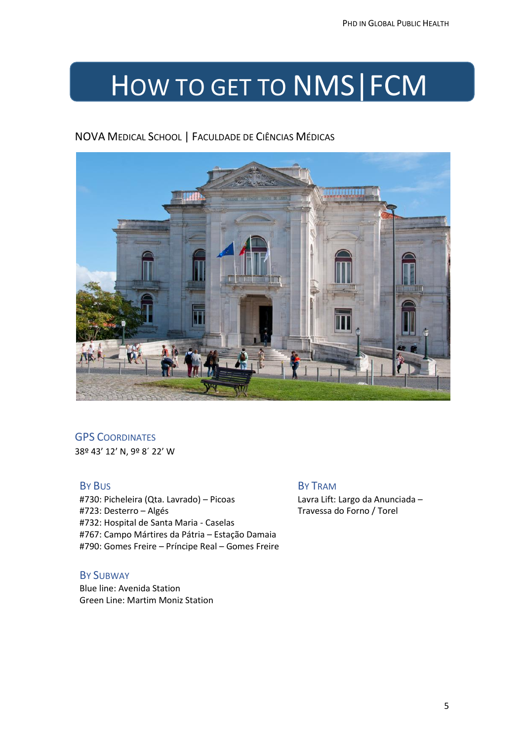# How to get to NMS|FCM

NOVA Medical School | Faculdade de Ciências Médicas

## GPS Coordinates

38º 43’ 12’ N, 9º 8´ 22’ W

### By Bus

#730: Picheleira (Qta. Lavrado) – Picoas
#723: Desterro – Algés
#732: Hospital de Santa Maria - Caselas
#767: Campo Mártires da Pátria – Estação Damaia
#790: Gomes Freire – Príncipe Real – Gomes Freire

### By Subway

Blue line: Avenida Station
Green Line: Martim Moniz Station

### By Tram

Lavra Lift: Largo da Anunciada – Travessa do Forno / Torel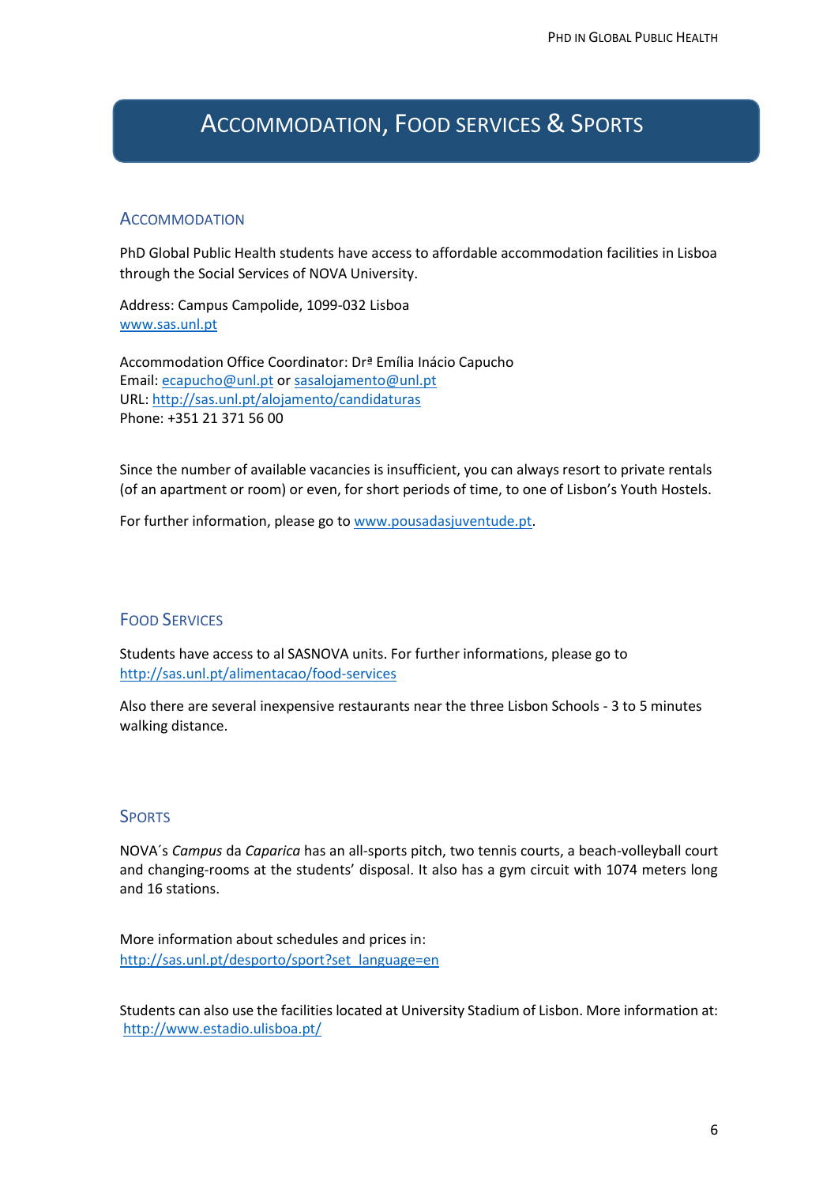# Accommodation, Food services & Sports

## Accommodation

PhD Global Public Health students have access to affordable accommodation facilities in Lisboa through the Social Services of NOVA University.

Address: Campus Campolide, 1099-032 Lisboa
www.sas.unl.pt

Accommodation Office Coordinator: Drª Emília Inácio Capucho
Email: ecapucho@unl.pt or sasalojamento@unl.pt
URL: http://sas.unl.pt/alojamento/candidaturas
Phone: +351 21 371 56 00

Since the number of available vacancies is insufficient, you can always resort to private rentals (of an apartment or room) or even, for short periods of time, to one of Lisbon's Youth Hostels.

For further information, please go to www.pousadasjuventude.pt.

## Food Services

Students have access to al SASNOVA units. For further informations, please go to http://sas.unl.pt/alimentacao/food-services

Also there are several inexpensive restaurants near the three Lisbon Schools - 3 to 5 minutes walking distance.

## Sports

NOVA´s *Campus* da *Caparica* has an all-sports pitch, two tennis courts, a beach-volleyball court and changing-rooms at the students' disposal. It also has a gym circuit with 1074 meters long and 16 stations.

More information about schedules and prices in:
http://sas.unl.pt/desporto/sport?set_language=en

Students can also use the facilities located at University Stadium of Lisbon. More information at:
http://www.estadio.ulisboa.pt/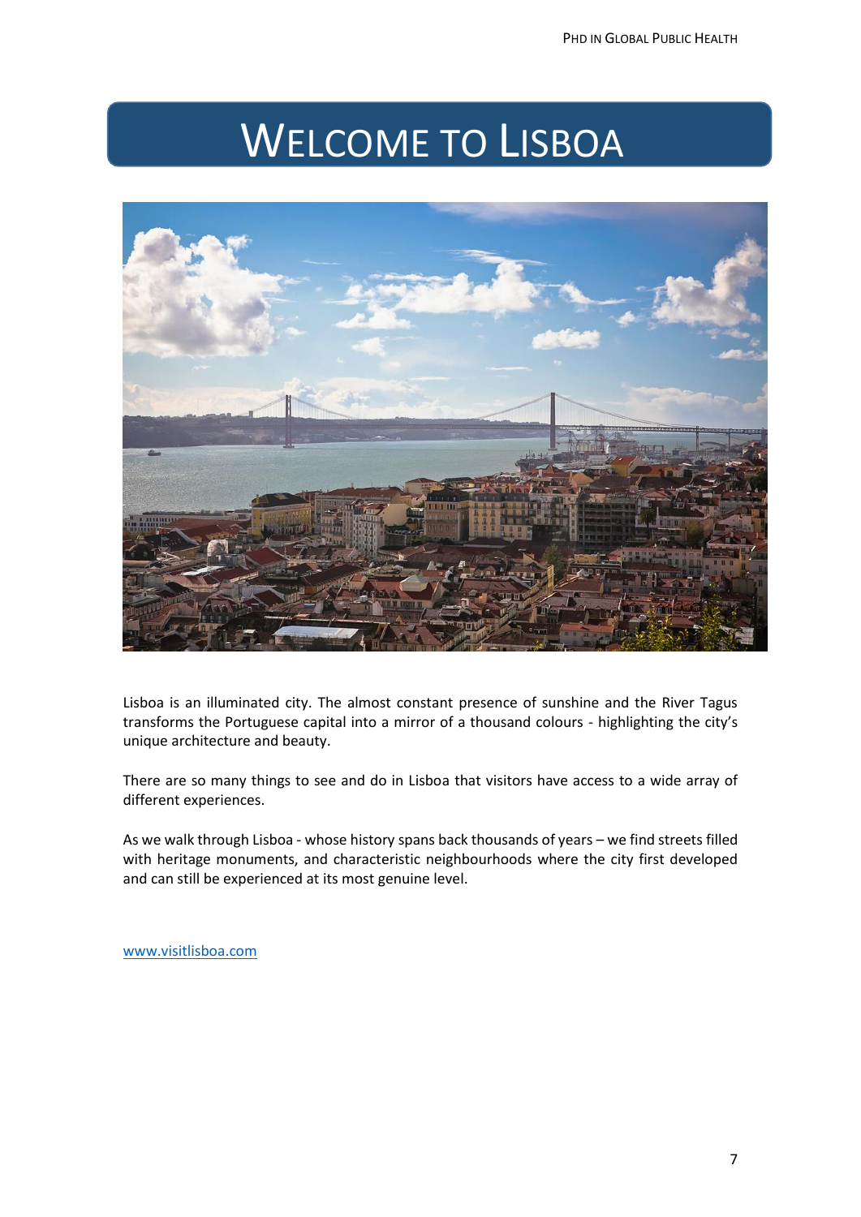# Welcome to Lisboa

Lisboa is an illuminated city. The almost constant presence of sunshine and the River Tagus transforms the Portuguese capital into a mirror of a thousand colours - highlighting the city's unique architecture and beauty.

There are so many things to see and do in Lisboa that visitors have access to a wide array of different experiences.

As we walk through Lisboa - whose history spans back thousands of years – we find streets filled with heritage monuments, and characteristic neighbourhoods where the city first developed and can still be experienced at its most genuine level.

[www.visitlisboa.com](http://www.visitlisboa.com)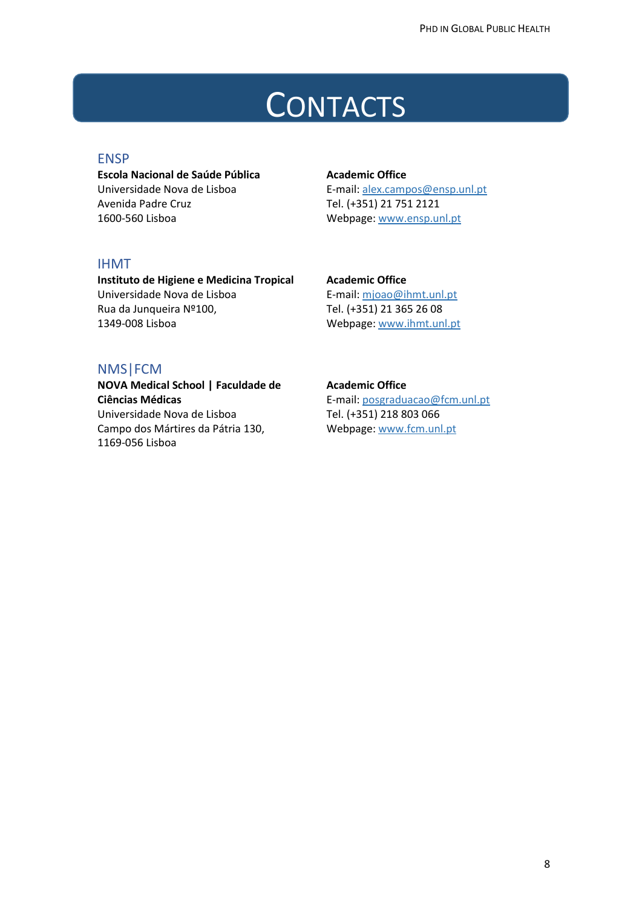# CONTACTS

## ENSP

**Escola Nacional de Saúde Pública**
Universidade Nova de Lisboa
Avenida Padre Cruz
1600-560 Lisboa

**Academic Office**
E-mail: alex.campos@ensp.unl.pt
Tel. (+351) 21 751 2121
Webpage: www.ensp.unl.pt

## IHMT

**Instituto de Higiene e Medicina Tropical**
Universidade Nova de Lisboa
Rua da Junqueira Nº100,
1349-008 Lisboa

**Academic Office**
E-mail: mjoao@ihmt.unl.pt
Tel. (+351) 21 365 26 08
Webpage: www.ihmt.unl.pt

## NMS|FCM

**NOVA Medical School | Faculdade de Ciências Médicas**
Universidade Nova de Lisboa
Campo dos Mártires da Pátria 130,
1169-056 Lisboa

**Academic Office**
E-mail: posgraduacao@fcm.unl.pt
Tel. (+351) 218 803 066
Webpage: www.fcm.unl.pt